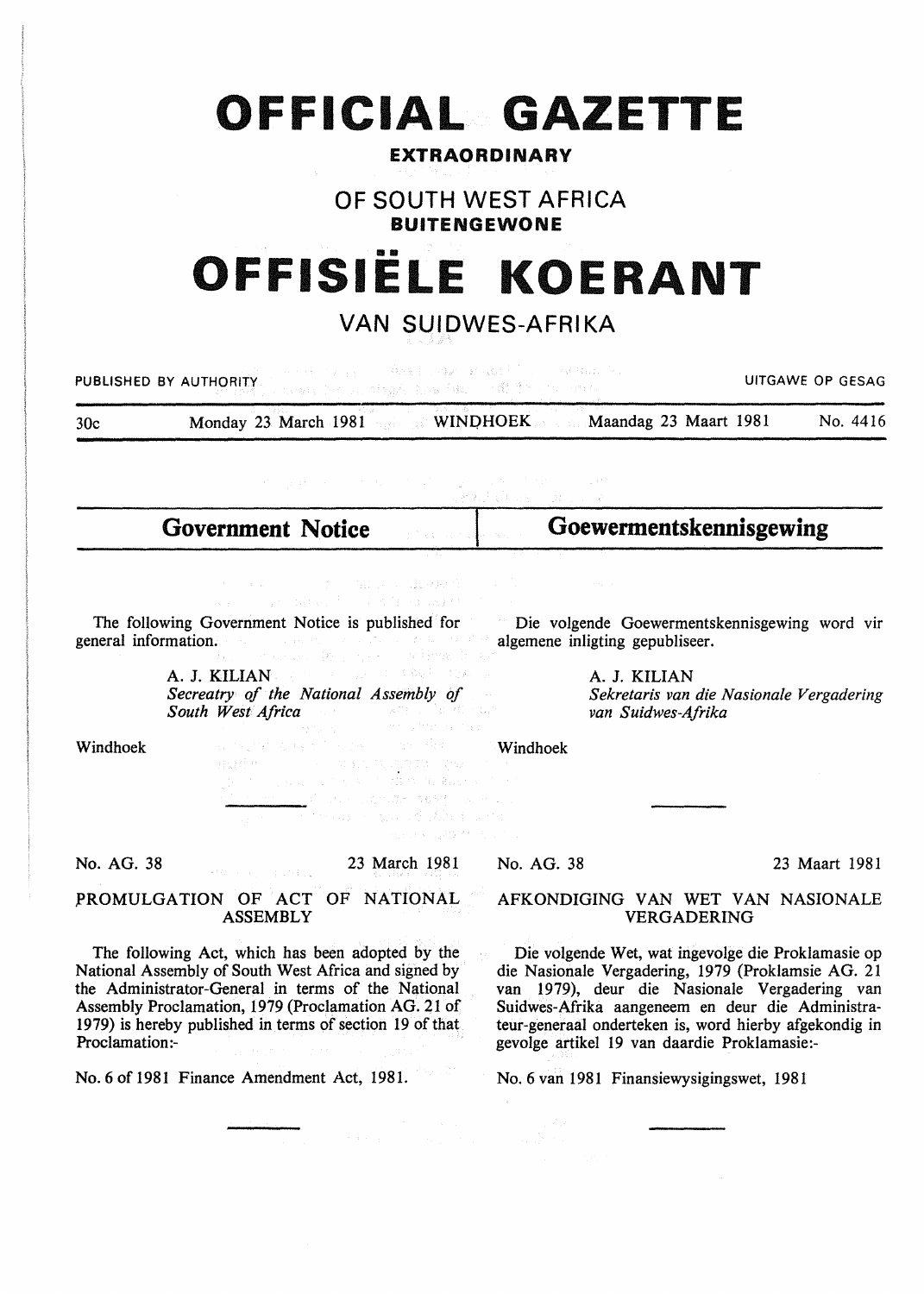# OFFICIAL GAZETTE

**EXTRAORDINARY**

## OF SOUTH WEST AFRICA

**BUITENGEWONE**

# OFFISIËLE KOERANT

## VAN SUIDWES-AFRIKA

PUBLISHED BY AUTHORITY | UITGAWE OP GESAG

30c | Monday 23 March 1981 | WINDHOEK | Maandag 23 Maart 1981 | No. 4416

## Government Notice

The following Government Notice is published for general information.

A. J. KILIAN
*Secreatry of the National Assembly of South West Africa*

Windhoek

No. AG. 38 | 23 March 1981

### PROMULGATION OF ACT OF NATIONAL ASSEMBLY

The following Act, which has been adopted by the National Assembly of South West Africa and signed by the Administrator-General in terms of the National Assembly Proclamation, 1979 (Proclamation AG. 21 of 1979) is hereby published in terms of section 19 of that Proclamation:-

No. 6 of 1981 Finance Amendment Act, 1981.

## Goewermentskennisgewing

Die volgende Goewermentskennisgewing word vir algemene inligting gepubliseer.

A. J. KILIAN
*Sekretaris van die Nasionale Vergadering van Suidwes-Afrika*

Windhoek

No. AG. 38 | 23 Maart 1981

### AFKONDIGING VAN WET VAN NASIONALE VERGADERING

Die volgende Wet, wat ingevolge die Proklamasie op die Nasionale Vergadering, 1979 (Proklamsie AG. 21 van 1979), deur die Nasionale Vergadering van Suidwes-Afrika aangeneem en deur die Administrateur-generaal onderteken is, word hierby afgekondig in gevolge artikel 19 van daardie Proklamasie:-

No. 6 van 1981 Finansiewysigingswet, 1981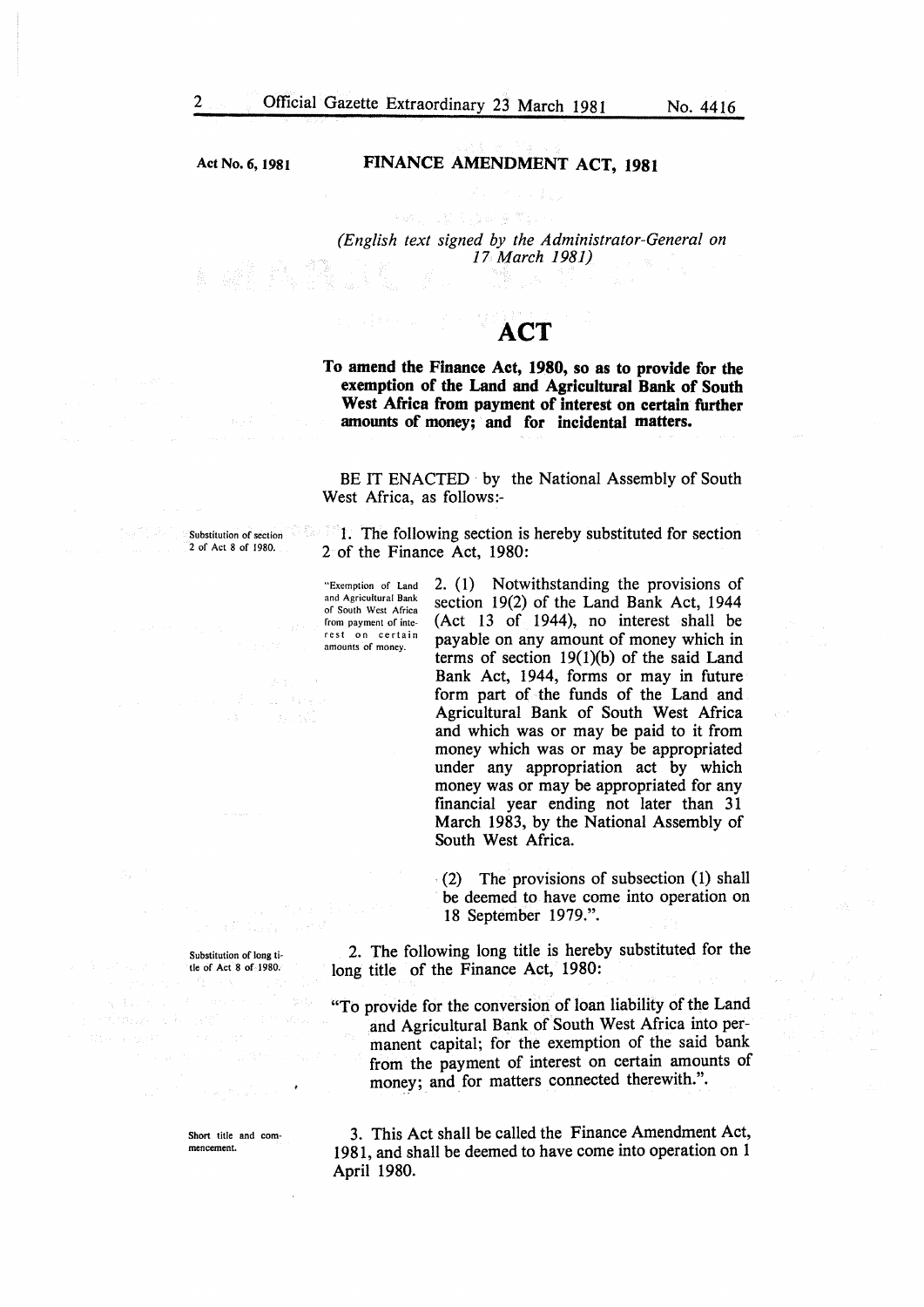Act No. 6, 1981

# FINANCE AMENDMENT ACT, 1981

*(English text signed by the Administrator-General on 17 March 1981)*

# ACT

**To amend the Finance Act, 1980, so as to provide for the exemption of the Land and Agricultural Bank of South West Africa from payment of interest on certain further amounts of money; and for incidental matters.**

BE IT ENACTED by the National Assembly of South West Africa, as follows:-

*Substitution of section 2 of Act 8 of 1980.*

1. The following section is hereby substituted for section 2 of the Finance Act, 1980:

*"Exemption of Land and Agricultural Bank of South West Africa from payment of interest on certain amounts of money.*

2. (1) Notwithstanding the provisions of section 19(2) of the Land Bank Act, 1944 (Act 13 of 1944), no interest shall be payable on any amount of money which in terms of section 19(1)(b) of the said Land Bank Act, 1944, forms or may in future form part of the funds of the Land and Agricultural Bank of South West Africa and which was or may be paid to it from money which was or may be appropriated under any appropriation act by which money was or may be appropriated for any financial year ending not later than 31 March 1983, by the National Assembly of South West Africa.

(2) The provisions of subsection (1) shall be deemed to have come into operation on 18 September 1979.".

*Substitution of long title of Act 8 of 1980.*

2. The following long title is hereby substituted for the long title of the Finance Act, 1980:

"To provide for the conversion of loan liability of the Land and Agricultural Bank of South West Africa into permanent capital; for the exemption of the said bank from the payment of interest on certain amounts of money; and for matters connected therewith.".

*Short title and commencement.*

3. This Act shall be called the Finance Amendment Act, 1981, and shall be deemed to have come into operation on 1 April 1980.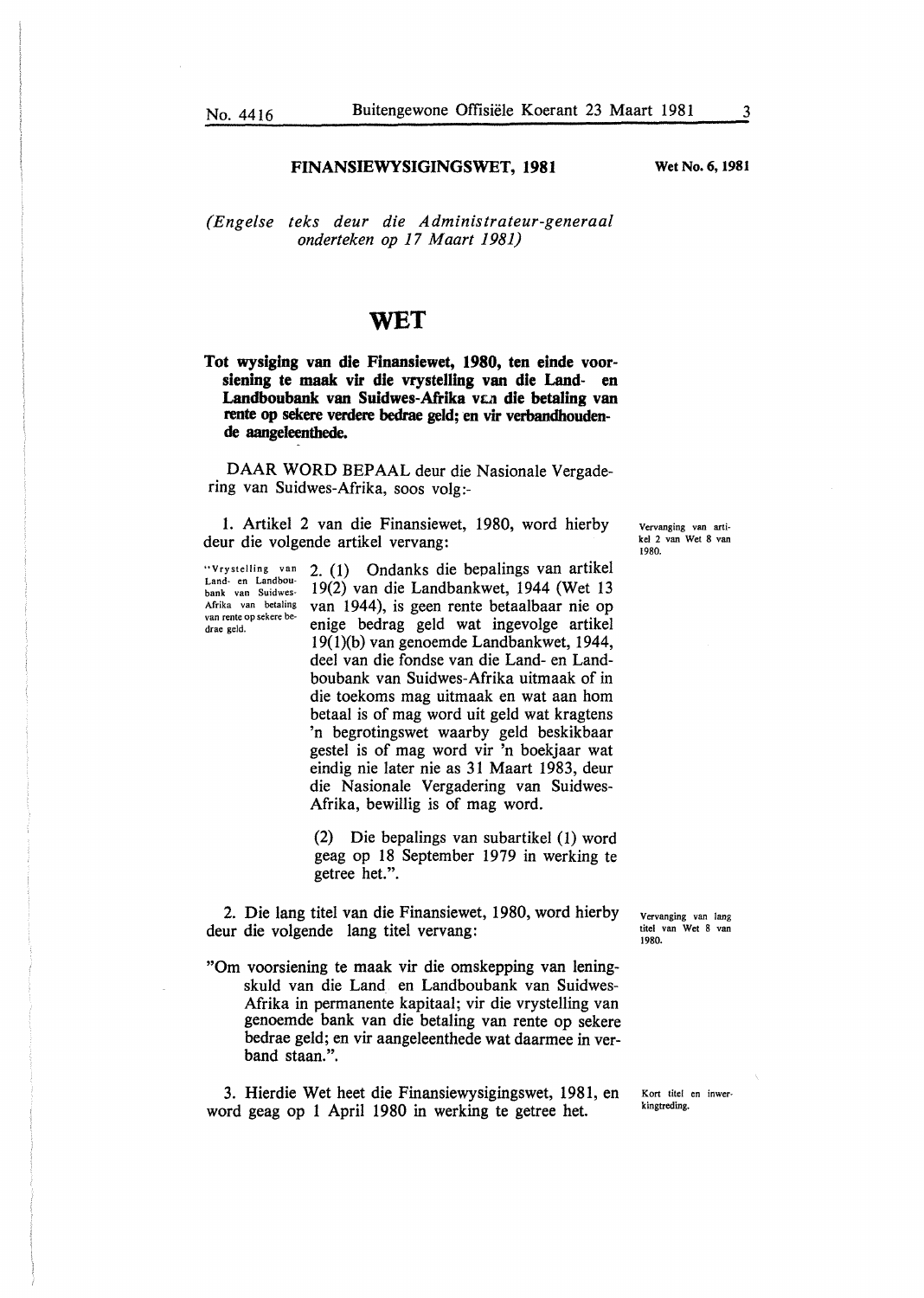**FINANSIEWYSIGINGSWET, 1981** **Wet No. 6, 1981**

*(Engelse teks deur die Administrateur-generaal onderteken op 17 Maart 1981)*

# WET

**Tot wysiging van die Finansiewet, 1980, ten einde voorsiening te maak vir die vrystelling van die Land- en Landboubank van Suidwes-Afrika van die betaling van rente op sekere verdere bedrae geld; en vir verbandhoudende aangeleenthede.**

DAAR WORD BEPAAL deur die Nasionale Vergadering van Suidwes-Afrika, soos volg:-

Vervanging van artikel 2 van Wet 8 van 1980.

1. Artikel 2 van die Finansiewet, 1980, word hierby deur die volgende artikel vervang:

"Vrystelling van Land- en Landboubank van Suidwes-Afrika van betaling van rente op sekere bedrae geld.

2. (1) Ondanks die bepalings van artikel 19(2) van die Landbankwet, 1944 (Wet 13 van 1944), is geen rente betaalbaar nie op enige bedrag geld wat ingevolge artikel 19(1)(b) van genoemde Landbankwet, 1944, deel van die fondse van die Land- en Landboubank van Suidwes-Afrika uitmaak of in die toekoms mag uitmaak en wat aan hom betaal is of mag word uit geld wat kragtens 'n begrotingswet waarby geld beskikbaar gestel is of mag word vir 'n boekjaar wat eindig nie later nie as 31 Maart 1983, deur die Nasionale Vergadering van Suidwes-Afrika, bewillig is of mag word.

(2) Die bepalings van subartikel (1) word geag op 18 September 1979 in werking te getree het.".

Vervanging van lang titel van Wet 8 van 1980.

2. Die lang titel van die Finansiewet, 1980, word hierby deur die volgende lang titel vervang:

"Om voorsiening te maak vir die omskepping van leningskuld van die Land en Landboubank van Suidwes-Afrika in permanente kapitaal; vir die vrystelling van genoemde bank van die betaling van rente op sekere bedrae geld; en vir aangeleenthede wat daarmee in verband staan.".

Kort titel en inwerkingtreding.

3. Hierdie Wet heet die Finansiewysigingswet, 1981, en word geag op 1 April 1980 in werking te getree het.